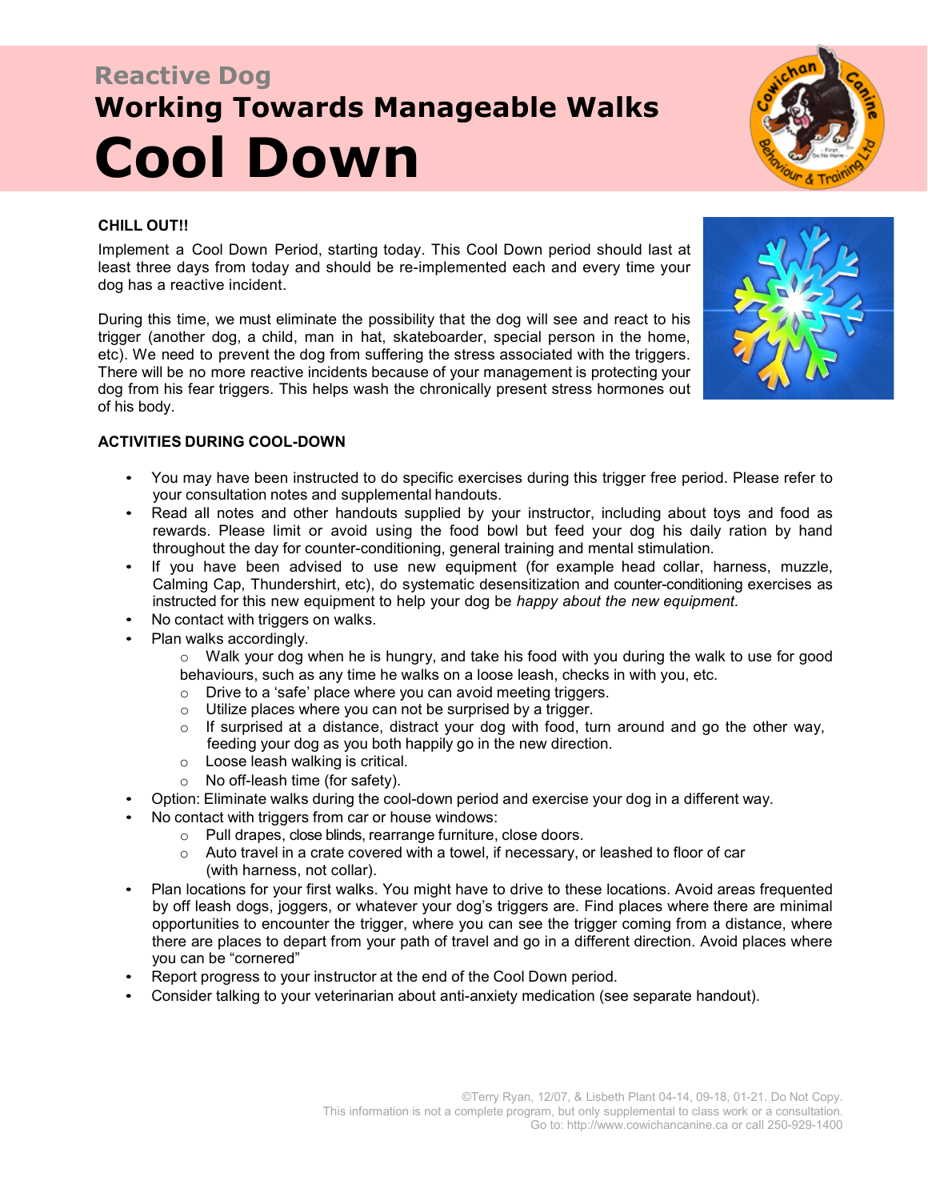## Reactive Dog

# Working Towards Manageable Walks

# Cool Down

**CHILL OUT!!**

Implement a Cool Down Period, starting today. This Cool Down period should last at least three days from today and should be re-implemented each and every time your dog has a reactive incident.

During this time, we must eliminate the possibility that the dog will see and react to his trigger (another dog, a child, man in hat, skateboarder, special person in the home, etc). We need to prevent the dog from suffering the stress associated with the triggers. There will be no more reactive incidents because of your management is protecting your dog from his fear triggers. This helps wash the chronically present stress hormones out of his body.

**ACTIVITIES DURING COOL-DOWN**

- You may have been instructed to do specific exercises during this trigger free period. Please refer to your consultation notes and supplemental handouts.
- Read all notes and other handouts supplied by your instructor, including about toys and food as rewards. Please limit or avoid using the food bowl but feed your dog his daily ration by hand throughout the day for counter-conditioning, general training and mental stimulation.
- If you have been advised to use new equipment (for example head collar, harness, muzzle, Calming Cap, Thundershirt, etc), do systematic desensitization and counter-conditioning exercises as instructed for this new equipment to help your dog be *happy about the new equipment*.
- No contact with triggers on walks.
- Plan walks accordingly.
  - Walk your dog when he is hungry, and take his food with you during the walk to use for good behaviours, such as any time he walks on a loose leash, checks in with you, etc.
  - Drive to a 'safe' place where you can avoid meeting triggers.
  - Utilize places where you can not be surprised by a trigger.
  - If surprised at a distance, distract your dog with food, turn around and go the other way, feeding your dog as you both happily go in the new direction.
  - Loose leash walking is critical.
  - No off-leash time (for safety).
- Option: Eliminate walks during the cool-down period and exercise your dog in a different way.
- No contact with triggers from car or house windows:
  - Pull drapes, close blinds, rearrange furniture, close doors.
  - Auto travel in a crate covered with a towel, if necessary, or leashed to floor of car (with harness, not collar).
- Plan locations for your first walks. You might have to drive to these locations. Avoid areas frequented by off leash dogs, joggers, or whatever your dog's triggers are. Find places where there are minimal opportunities to encounter the trigger, where you can see the trigger coming from a distance, where there are places to depart from your path of travel and go in a different direction. Avoid places where you can be "cornered"
- Report progress to your instructor at the end of the Cool Down period.
- Consider talking to your veterinarian about anti-anxiety medication (see separate handout).

©Terry Ryan, 12/07, & Lisbeth Plant 04-14, 09-18, 01-21. Do Not Copy.
This information is not a complete program, but only supplemental to class work or a consultation.
Go to: http://www.cowichancanine.ca or call 250-929-1400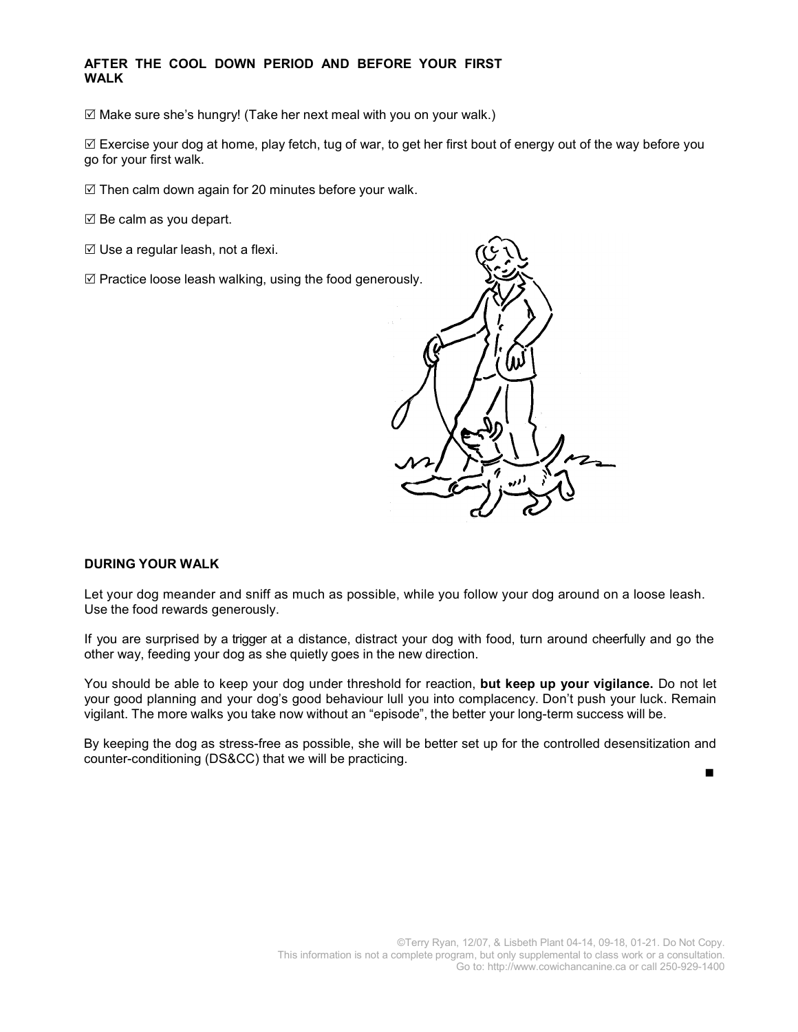**AFTER THE COOL DOWN PERIOD AND BEFORE YOUR FIRST WALK**

☑ Make sure she's hungry! (Take her next meal with you on your walk.)

☑ Exercise your dog at home, play fetch, tug of war, to get her first bout of energy out of the way before you go for your first walk.

☑ Then calm down again for 20 minutes before your walk.

☑ Be calm as you depart.

☑ Use a regular leash, not a flexi.

☑ Practice loose leash walking, using the food generously.

**DURING YOUR WALK**

Let your dog meander and sniff as much as possible, while you follow your dog around on a loose leash. Use the food rewards generously.

If you are surprised by a trigger at a distance, distract your dog with food, turn around cheerfully and go the other way, feeding your dog as she quietly goes in the new direction.

You should be able to keep your dog under threshold for reaction, **but keep up your vigilance.** Do not let your good planning and your dog's good behaviour lull you into complacency. Don't push your luck. Remain vigilant. The more walks you take now without an "episode", the better your long-term success will be.

By keeping the dog as stress-free as possible, she will be better set up for the controlled desensitization and counter-conditioning (DS&CC) that we will be practicing.

■

©Terry Ryan, 12/07, & Lisbeth Plant 04-14, 09-18, 01-21. Do Not Copy.
This information is not a complete program, but only supplemental to class work or a consultation.
Go to: http://www.cowichancanine.ca or call 250-929-1400